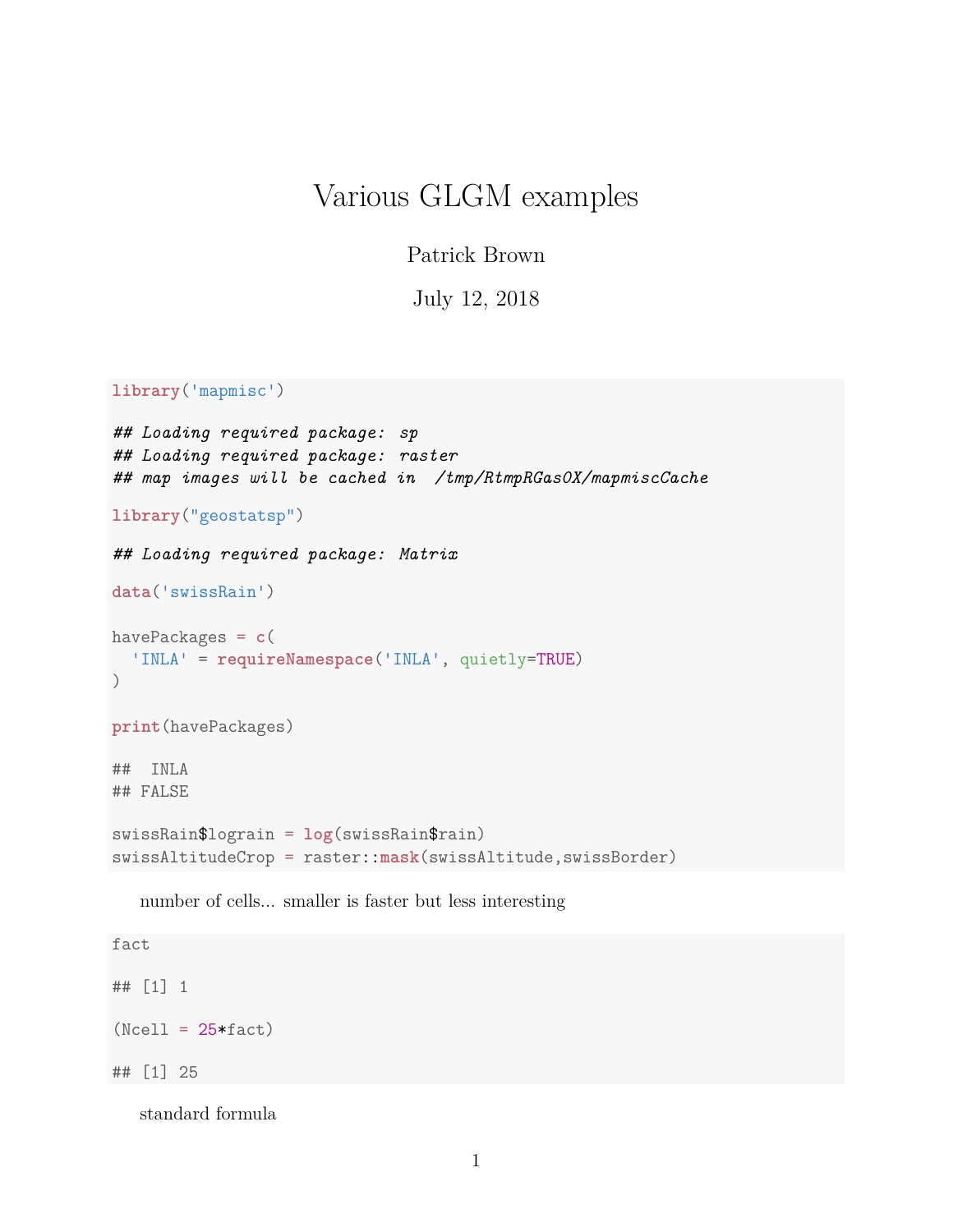# Various GLGM examples

Patrick Brown

July 12, 2018

```
library('mapmisc')

## Loading required package:  sp
## Loading required package:  raster
## map images will be cached in  /tmp/RtmpRGasOX/mapmiscCache

library("geostatsp")

## Loading required package:  Matrix

data('swissRain')

havePackages = c(
  'INLA' = requireNamespace('INLA', quietly=TRUE)
)

print(havePackages)

##  INLA
## FALSE

swissRain$lograin = log(swissRain$rain)
swissAltitudeCrop = raster::mask(swissAltitude,swissBorder)
```

number of cells... smaller is faster but less interesting

```
fact

## [1] 1

(Ncell = 25*fact)

## [1] 25
```

standard formula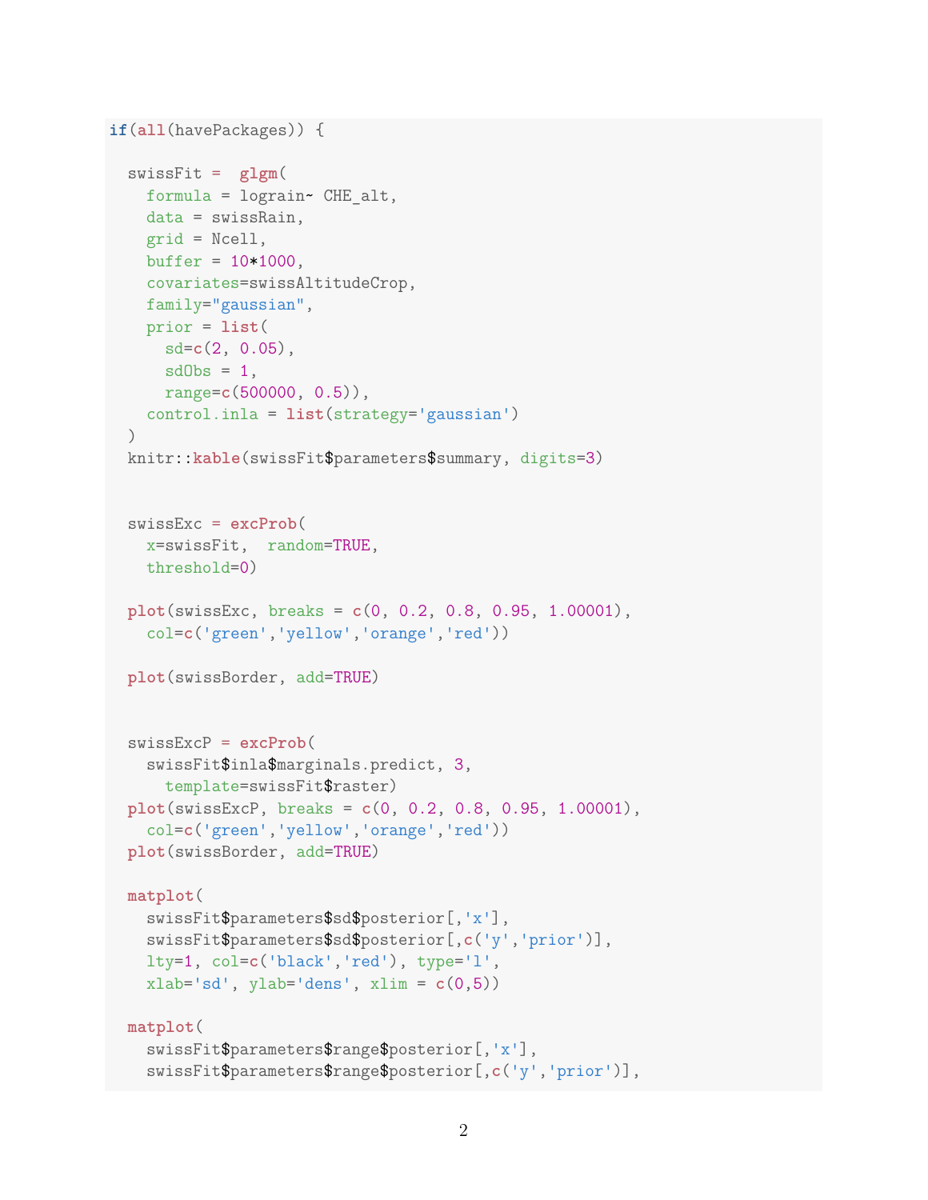```r
if(all(havePackages)) {

  swissFit =  glgm(
    formula = lograin~ CHE_alt,
    data = swissRain,
    grid = Ncell,
    buffer = 10*1000,
    covariates=swissAltitudeCrop,
    family="gaussian",
    prior = list(
      sd=c(2, 0.05),
      sdObs = 1,
      range=c(500000, 0.5)),
    control.inla = list(strategy='gaussian')
  )
  knitr::kable(swissFit$parameters$summary, digits=3)


  swissExc = excProb(
    x=swissFit,  random=TRUE,
    threshold=0)

  plot(swissExc, breaks = c(0, 0.2, 0.8, 0.95, 1.00001),
    col=c('green','yellow','orange','red'))

  plot(swissBorder, add=TRUE)


  swissExcP = excProb(
    swissFit$inla$marginals.predict, 3,
      template=swissFit$raster)
  plot(swissExcP, breaks = c(0, 0.2, 0.8, 0.95, 1.00001),
    col=c('green','yellow','orange','red'))
  plot(swissBorder, add=TRUE)

  matplot(
    swissFit$parameters$sd$posterior[,'x'],
    swissFit$parameters$sd$posterior[,c('y','prior')],
    lty=1, col=c('black','red'), type='l',
    xlab='sd', ylab='dens', xlim = c(0,5))

  matplot(
    swissFit$parameters$range$posterior[,'x'],
    swissFit$parameters$range$posterior[,c('y','prior')],
```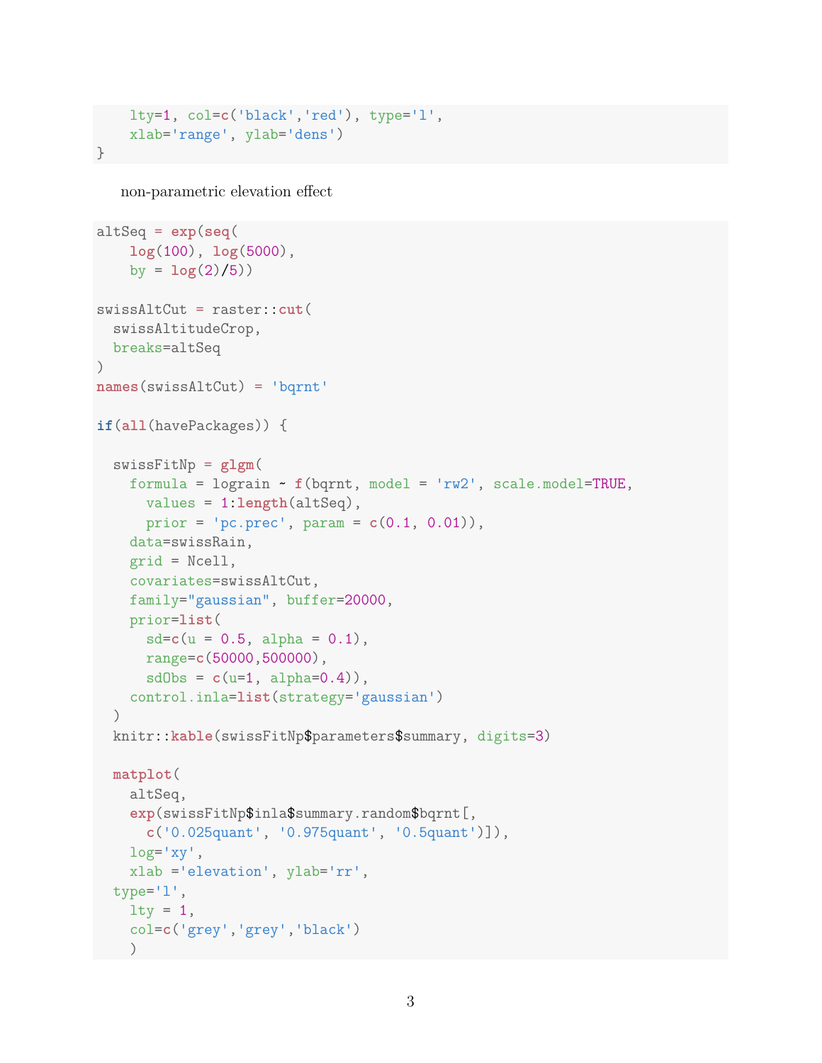```
    lty=1, col=c('black','red'), type='l',
    xlab='range', ylab='dens')
}
```

non-parametric elevation effect

```
altSeq = exp(seq(
    log(100), log(5000),
    by = log(2)/5))

swissAltCut = raster::cut(
  swissAltitudeCrop,
  breaks=altSeq
)
names(swissAltCut) = 'bqrnt'

if(all(havePackages)) {

  swissFitNp = glgm(
    formula = lograin ~ f(bqrnt, model = 'rw2', scale.model=TRUE,
      values = 1:length(altSeq),
      prior = 'pc.prec', param = c(0.1, 0.01)),
    data=swissRain,
    grid = Ncell,
    covariates=swissAltCut,
    family="gaussian", buffer=20000,
    prior=list(
      sd=c(u = 0.5, alpha = 0.1),
      range=c(50000,500000),
      sdObs = c(u=1, alpha=0.4)),
    control.inla=list(strategy='gaussian')
  )
  knitr::kable(swissFitNp$parameters$summary, digits=3)

  matplot(
    altSeq,
    exp(swissFitNp$inla$summary.random$bqrnt[,
      c('0.025quant', '0.975quant', '0.5quant')]),
    log='xy',
    xlab ='elevation', ylab='rr',
  type='l',
    lty = 1,
    col=c('grey','grey','black')
    )
```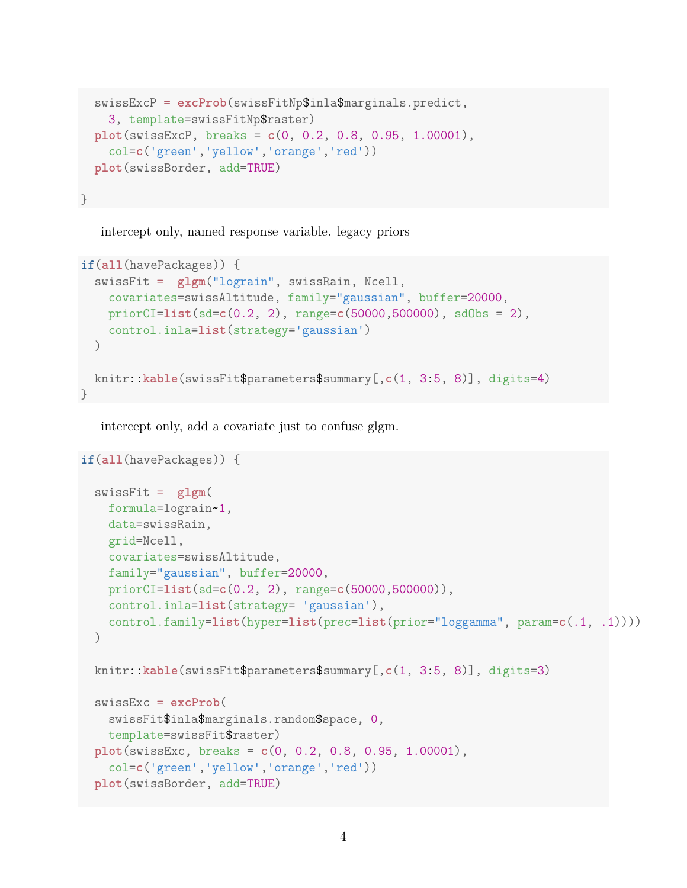```
  swissExcP = excProb(swissFitNp$inla$marginals.predict,
    3, template=swissFitNp$raster)
  plot(swissExcP, breaks = c(0, 0.2, 0.8, 0.95, 1.00001),
    col=c('green','yellow','orange','red'))
  plot(swissBorder, add=TRUE)

}
```

intercept only, named response variable. legacy priors

```
if(all(havePackages)) {
  swissFit =  glgm("lograin", swissRain, Ncell,
    covariates=swissAltitude, family="gaussian", buffer=20000,
    priorCI=list(sd=c(0.2, 2), range=c(50000,500000), sdObs = 2),
    control.inla=list(strategy='gaussian')
  )

  knitr::kable(swissFit$parameters$summary[,c(1, 3:5, 8)], digits=4)
}
```

intercept only, add a covariate just to confuse glgm.

```
if(all(havePackages)) {

  swissFit =  glgm(
    formula=lograin~1,
    data=swissRain,
    grid=Ncell,
    covariates=swissAltitude,
    family="gaussian", buffer=20000,
    priorCI=list(sd=c(0.2, 2), range=c(50000,500000)),
    control.inla=list(strategy= 'gaussian'),
    control.family=list(hyper=list(prec=list(prior="loggamma", param=c(.1, .1))))
  )

  knitr::kable(swissFit$parameters$summary[,c(1, 3:5, 8)], digits=3)

  swissExc = excProb(
    swissFit$inla$marginals.random$space, 0,
    template=swissFit$raster)
  plot(swissExc, breaks = c(0, 0.2, 0.8, 0.95, 1.00001),
    col=c('green','yellow','orange','red'))
  plot(swissBorder, add=TRUE)
```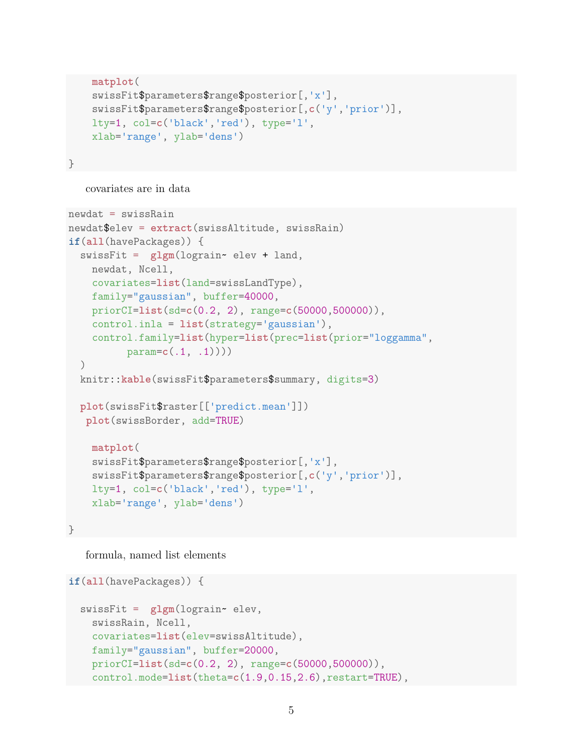```
    matplot(
    swissFit$parameters$range$posterior[,'x'],
    swissFit$parameters$range$posterior[,c('y','prior')],
    lty=1, col=c('black','red'), type='l',
    xlab='range', ylab='dens')

}
```

covariates are in data

```
newdat = swissRain
newdat$elev = extract(swissAltitude, swissRain)
if(all(havePackages)) {
  swissFit =  glgm(lograin~ elev + land,
    newdat, Ncell,
    covariates=list(land=swissLandType),
    family="gaussian", buffer=40000,
    priorCI=list(sd=c(0.2, 2), range=c(50000,500000)),
    control.inla = list(strategy='gaussian'),
    control.family=list(hyper=list(prec=list(prior="loggamma",
          param=c(.1, .1))))
  )
  knitr::kable(swissFit$parameters$summary, digits=3)

  plot(swissFit$raster[['predict.mean']])
   plot(swissBorder, add=TRUE)

    matplot(
    swissFit$parameters$range$posterior[,'x'],
    swissFit$parameters$range$posterior[,c('y','prior')],
    lty=1, col=c('black','red'), type='l',
    xlab='range', ylab='dens')

}
```

formula, named list elements

```
if(all(havePackages)) {

  swissFit =  glgm(lograin~ elev,
    swissRain, Ncell,
    covariates=list(elev=swissAltitude),
    family="gaussian", buffer=20000,
    priorCI=list(sd=c(0.2, 2), range=c(50000,500000)),
    control.mode=list(theta=c(1.9,0.15,2.6),restart=TRUE),
```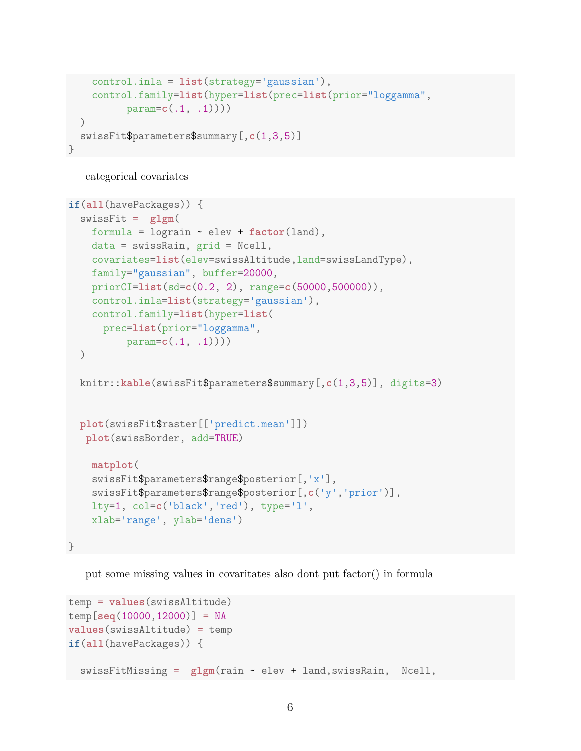```
    control.inla = list(strategy='gaussian'),
    control.family=list(hyper=list(prec=list(prior="loggamma",
          param=c(.1, .1))))
  )
  swissFit$parameters$summary[,c(1,3,5)]
}
```

categorical covariates

```
if(all(havePackages)) {
  swissFit =  glgm(
    formula = lograin ~ elev + factor(land),
    data = swissRain, grid = Ncell,
    covariates=list(elev=swissAltitude,land=swissLandType),
    family="gaussian", buffer=20000,
    priorCI=list(sd=c(0.2, 2), range=c(50000,500000)),
    control.inla=list(strategy='gaussian'),
    control.family=list(hyper=list(
      prec=list(prior="loggamma",
          param=c(.1, .1))))
  )

  knitr::kable(swissFit$parameters$summary[,c(1,3,5)], digits=3)


  plot(swissFit$raster[['predict.mean']])
   plot(swissBorder, add=TRUE)

    matplot(
    swissFit$parameters$range$posterior[,'x'],
    swissFit$parameters$range$posterior[,c('y','prior')],
    lty=1, col=c('black','red'), type='l',
    xlab='range', ylab='dens')

}
```

put some missing values in covaritates also dont put factor() in formula

```
temp = values(swissAltitude)
temp[seq(10000,12000)] = NA
values(swissAltitude) = temp
if(all(havePackages)) {

  swissFitMissing =  glgm(rain ~ elev + land,swissRain,  Ncell,
```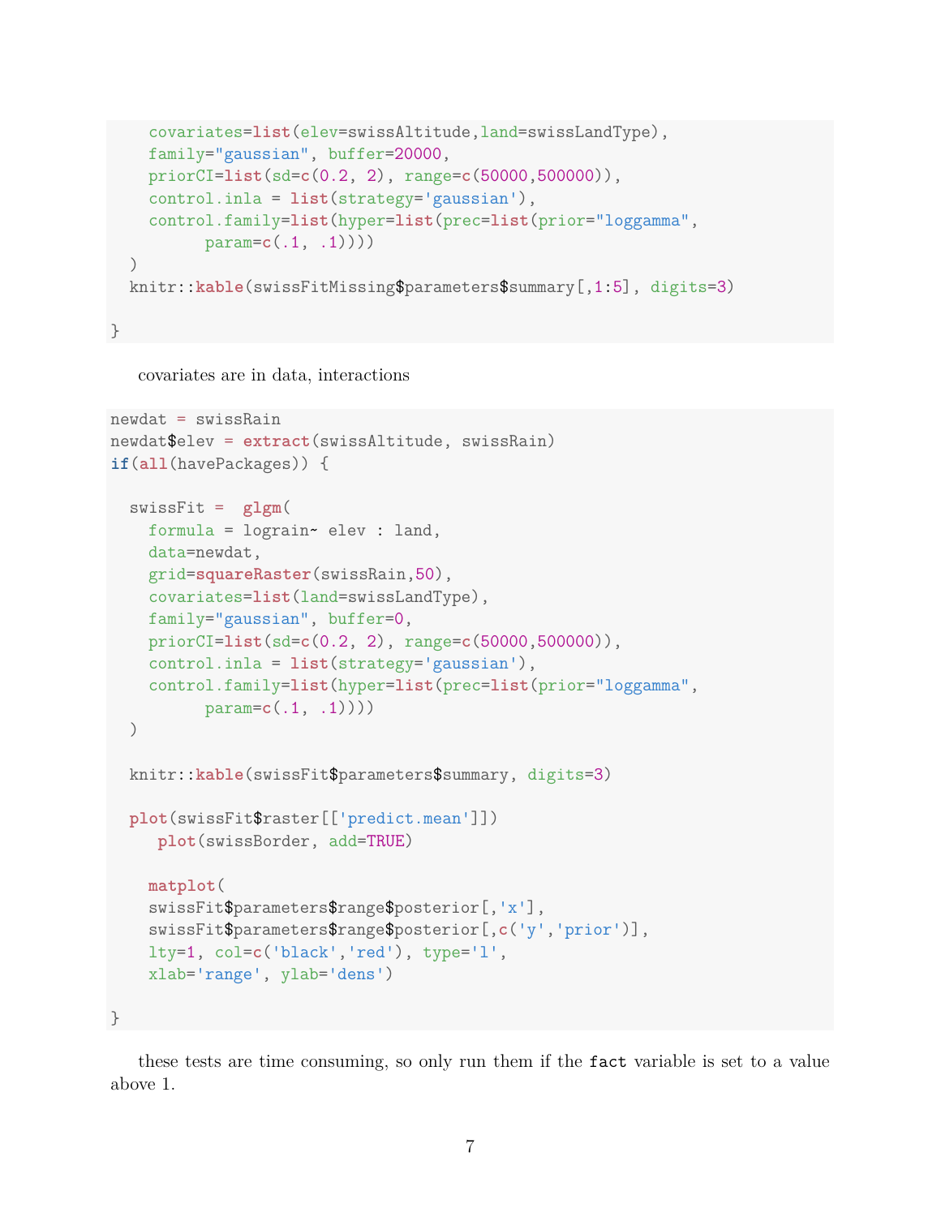```
    covariates=list(elev=swissAltitude,land=swissLandType),
    family="gaussian", buffer=20000,
    priorCI=list(sd=c(0.2, 2), range=c(50000,500000)),
    control.inla = list(strategy='gaussian'),
    control.family=list(hyper=list(prec=list(prior="loggamma",
          param=c(.1, .1))))
  )
  knitr::kable(swissFitMissing$parameters$summary[,1:5], digits=3)

}
```

covariates are in data, interactions

```
newdat = swissRain
newdat$elev = extract(swissAltitude, swissRain)
if(all(havePackages)) {

  swissFit =  glgm(
    formula = lograin~ elev : land,
    data=newdat,
    grid=squareRaster(swissRain,50),
    covariates=list(land=swissLandType),
    family="gaussian", buffer=0,
    priorCI=list(sd=c(0.2, 2), range=c(50000,500000)),
    control.inla = list(strategy='gaussian'),
    control.family=list(hyper=list(prec=list(prior="loggamma",
          param=c(.1, .1))))
  )

  knitr::kable(swissFit$parameters$summary, digits=3)

  plot(swissFit$raster[['predict.mean']])
     plot(swissBorder, add=TRUE)

    matplot(
    swissFit$parameters$range$posterior[,'x'],
    swissFit$parameters$range$posterior[,c('y','prior')],
    lty=1, col=c('black','red'), type='l',
    xlab='range', ylab='dens')

}
```

these tests are time consuming, so only run them if the `fact` variable is set to a value above 1.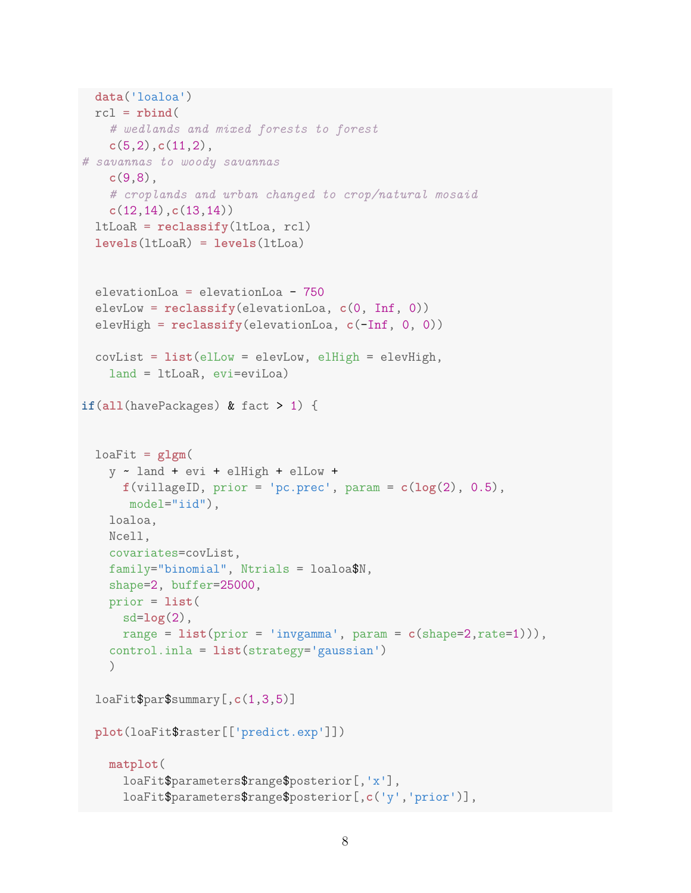```
  data('loaloa')
  rcl = rbind(
    # wedlands and mixed forests to forest
    c(5,2),c(11,2),
# savannas to woody savannas
    c(9,8),
    # croplands and urban changed to crop/natural mosaid
    c(12,14),c(13,14))
  ltLoaR = reclassify(ltLoa, rcl)
  levels(ltLoaR) = levels(ltLoa)


  elevationLoa = elevationLoa - 750
  elevLow = reclassify(elevationLoa, c(0, Inf, 0))
  elevHigh = reclassify(elevationLoa, c(-Inf, 0, 0))

  covList = list(elLow = elevLow, elHigh = elevHigh,
    land = ltLoaR, evi=eviLoa)

if(all(havePackages) & fact > 1) {


  loaFit = glgm(
    y ~ land + evi + elHigh + elLow +
      f(villageID, prior = 'pc.prec', param = c(log(2), 0.5),
       model="iid"),
    loaloa,
    Ncell,
    covariates=covList,
    family="binomial", Ntrials = loaloa$N,
    shape=2, buffer=25000,
    prior = list(
      sd=log(2),
      range = list(prior = 'invgamma', param = c(shape=2,rate=1))),
    control.inla = list(strategy='gaussian')
    )

  loaFit$par$summary[,c(1,3,5)]

  plot(loaFit$raster[['predict.exp']])

    matplot(
      loaFit$parameters$range$posterior[,'x'],
      loaFit$parameters$range$posterior[,c('y','prior')],
```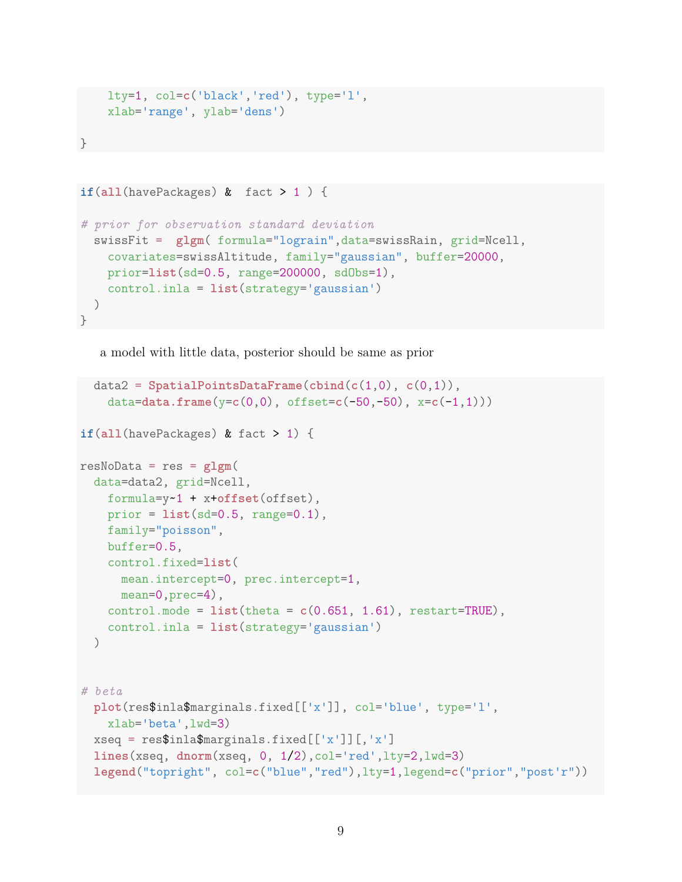```
    lty=1, col=c('black','red'), type='l',
    xlab='range', ylab='dens')

}
```

```
if(all(havePackages) &  fact > 1 ) {

# prior for observation standard deviation
  swissFit =  glgm( formula="lograin",data=swissRain, grid=Ncell,
    covariates=swissAltitude, family="gaussian", buffer=20000,
    prior=list(sd=0.5, range=200000, sdObs=1),
    control.inla = list(strategy='gaussian')
  )
}
```

a model with little data, posterior should be same as prior

```
  data2 = SpatialPointsDataFrame(cbind(c(1,0), c(0,1)),
    data=data.frame(y=c(0,0), offset=c(-50,-50), x=c(-1,1)))

if(all(havePackages) & fact > 1) {

resNoData = res = glgm(
  data=data2, grid=Ncell,
    formula=y~1 + x+offset(offset),
    prior = list(sd=0.5, range=0.1),
    family="poisson",
    buffer=0.5,
    control.fixed=list(
      mean.intercept=0, prec.intercept=1,
      mean=0,prec=4),
    control.mode = list(theta = c(0.651, 1.61), restart=TRUE),
    control.inla = list(strategy='gaussian')
  )


# beta
  plot(res$inla$marginals.fixed[['x']], col='blue', type='l',
    xlab='beta',lwd=3)
  xseq = res$inla$marginals.fixed[['x']][,'x']
  lines(xseq, dnorm(xseq, 0, 1/2),col='red',lty=2,lwd=3)
  legend("topright", col=c("blue","red"),lty=1,legend=c("prior","post'r"))
```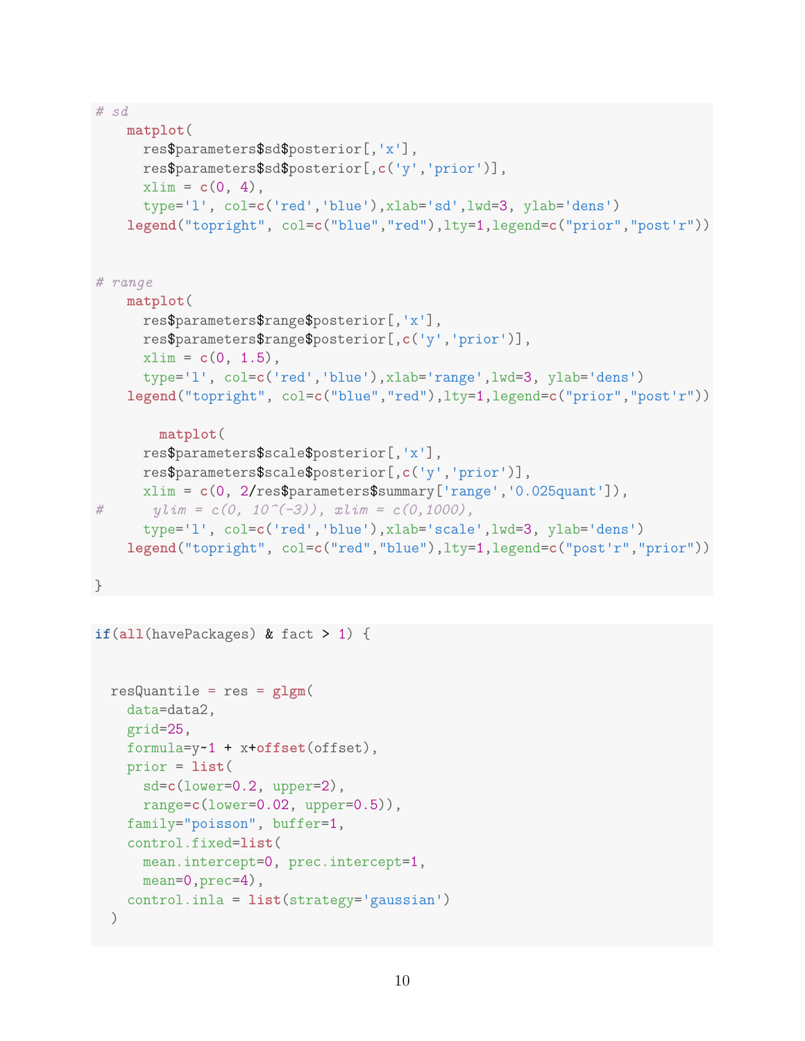```
# sd
    matplot(
      res$parameters$sd$posterior[,'x'],
      res$parameters$sd$posterior[,c('y','prior')],
      xlim = c(0, 4),
      type='l', col=c('red','blue'),xlab='sd',lwd=3, ylab='dens')
    legend("topright", col=c("blue","red"),lty=1,legend=c("prior","post'r"))


# range
    matplot(
      res$parameters$range$posterior[,'x'],
      res$parameters$range$posterior[,c('y','prior')],
      xlim = c(0, 1.5),
      type='l', col=c('red','blue'),xlab='range',lwd=3, ylab='dens')
    legend("topright", col=c("blue","red"),lty=1,legend=c("prior","post'r"))

        matplot(
      res$parameters$scale$posterior[,'x'],
      res$parameters$scale$posterior[,c('y','prior')],
      xlim = c(0, 2/res$parameters$summary['range','0.025quant']),
#      ylim = c(0, 10^(-3)), xlim = c(0,1000),
      type='l', col=c('red','blue'),xlab='scale',lwd=3, ylab='dens')
    legend("topright", col=c("red","blue"),lty=1,legend=c("post'r","prior"))

}
```

```
if(all(havePackages) & fact > 1) {


  resQuantile = res = glgm(
    data=data2,
    grid=25,
    formula=y~1 + x+offset(offset),
    prior = list(
      sd=c(lower=0.2, upper=2),
      range=c(lower=0.02, upper=0.5)),
    family="poisson", buffer=1,
    control.fixed=list(
      mean.intercept=0, prec.intercept=1,
      mean=0,prec=4),
    control.inla = list(strategy='gaussian')
  )
```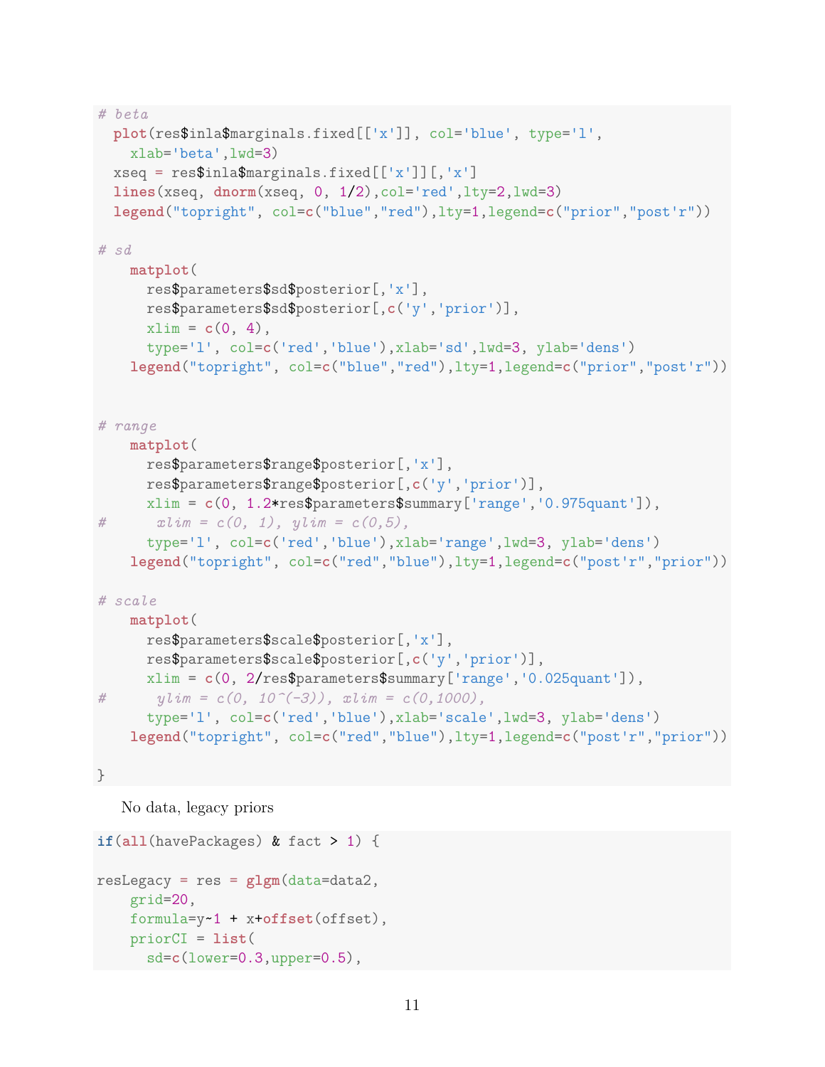```r
# beta
  plot(res$inla$marginals.fixed[['x']], col='blue', type='l',
    xlab='beta',lwd=3)
  xseq = res$inla$marginals.fixed[['x']][,'x']
  lines(xseq, dnorm(xseq, 0, 1/2),col='red',lty=2,lwd=3)
  legend("topright", col=c("blue","red"),lty=1,legend=c("prior","post'r"))

# sd
    matplot(
      res$parameters$sd$posterior[,'x'],
      res$parameters$sd$posterior[,c('y','prior')],
      xlim = c(0, 4),
      type='l', col=c('red','blue'),xlab='sd',lwd=3, ylab='dens')
    legend("topright", col=c("blue","red"),lty=1,legend=c("prior","post'r"))


# range
    matplot(
      res$parameters$range$posterior[,'x'],
      res$parameters$range$posterior[,c('y','prior')],
      xlim = c(0, 1.2*res$parameters$summary['range','0.975quant']),
#      xlim = c(0, 1), ylim = c(0,5),
      type='l', col=c('red','blue'),xlab='range',lwd=3, ylab='dens')
    legend("topright", col=c("red","blue"),lty=1,legend=c("post'r","prior"))

# scale
    matplot(
      res$parameters$scale$posterior[,'x'],
      res$parameters$scale$posterior[,c('y','prior')],
      xlim = c(0, 2/res$parameters$summary['range','0.025quant']),
#      ylim = c(0, 10^(-3)), xlim = c(0,1000),
      type='l', col=c('red','blue'),xlab='scale',lwd=3, ylab='dens')
    legend("topright", col=c("red","blue"),lty=1,legend=c("post'r","prior"))

}
```

No data, legacy priors

```r
if(all(havePackages) & fact > 1) {

resLegacy = res = glgm(data=data2,
    grid=20,
    formula=y~1 + x+offset(offset),
    priorCI = list(
      sd=c(lower=0.3,upper=0.5),
```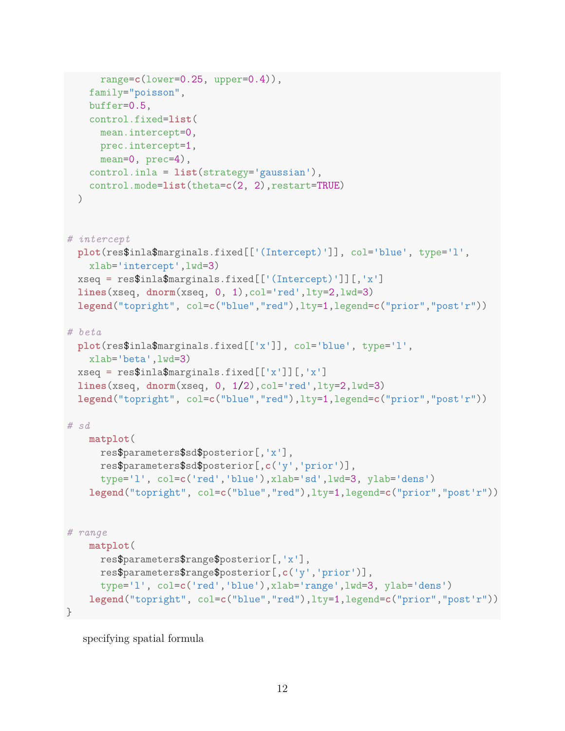```r
      range=c(lower=0.25, upper=0.4)),
    family="poisson",
    buffer=0.5,
    control.fixed=list(
      mean.intercept=0,
      prec.intercept=1,
      mean=0, prec=4),
    control.inla = list(strategy='gaussian'),
    control.mode=list(theta=c(2, 2),restart=TRUE)
  )


# intercept
  plot(res$inla$marginals.fixed[['(Intercept)']], col='blue', type='l',
    xlab='intercept',lwd=3)
  xseq = res$inla$marginals.fixed[['(Intercept)']][,'x']
  lines(xseq, dnorm(xseq, 0, 1),col='red',lty=2,lwd=3)
  legend("topright", col=c("blue","red"),lty=1,legend=c("prior","post'r"))

# beta
  plot(res$inla$marginals.fixed[['x']], col='blue', type='l',
    xlab='beta',lwd=3)
  xseq = res$inla$marginals.fixed[['x']][,'x']
  lines(xseq, dnorm(xseq, 0, 1/2),col='red',lty=2,lwd=3)
  legend("topright", col=c("blue","red"),lty=1,legend=c("prior","post'r"))

# sd
    matplot(
      res$parameters$sd$posterior[,'x'],
      res$parameters$sd$posterior[,c('y','prior')],
      type='l', col=c('red','blue'),xlab='sd',lwd=3, ylab='dens')
    legend("topright", col=c("blue","red"),lty=1,legend=c("prior","post'r"))


# range
    matplot(
      res$parameters$range$posterior[,'x'],
      res$parameters$range$posterior[,c('y','prior')],
      type='l', col=c('red','blue'),xlab='range',lwd=3, ylab='dens')
    legend("topright", col=c("blue","red"),lty=1,legend=c("prior","post'r"))
}
```

specifying spatial formula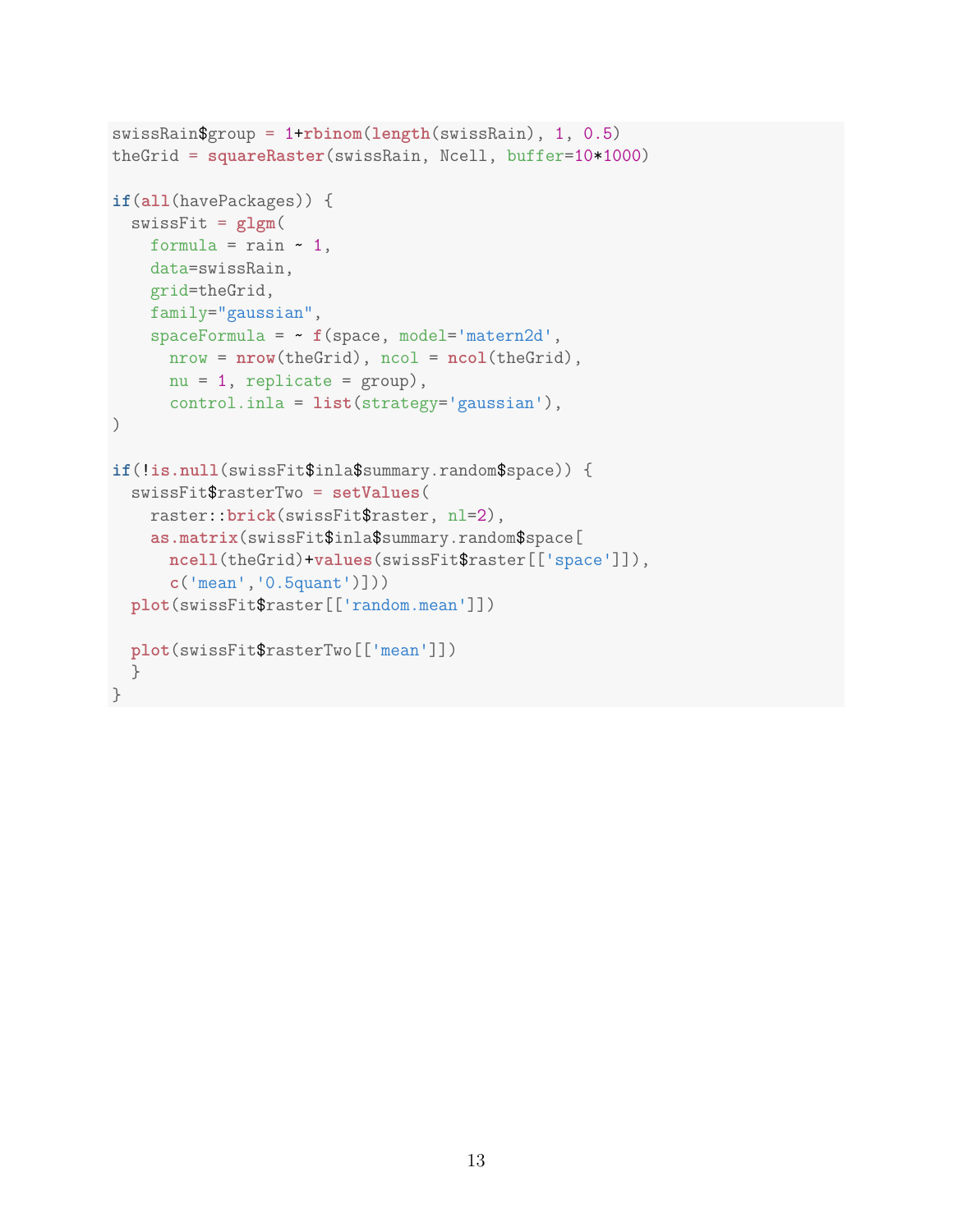```
swissRain$group = 1+rbinom(length(swissRain), 1, 0.5)
theGrid = squareRaster(swissRain, Ncell, buffer=10*1000)

if(all(havePackages)) {
  swissFit = glgm(
    formula = rain ~ 1,
    data=swissRain,
    grid=theGrid,
    family="gaussian",
    spaceFormula = ~ f(space, model='matern2d',
      nrow = nrow(theGrid), ncol = ncol(theGrid),
      nu = 1, replicate = group),
      control.inla = list(strategy='gaussian'),
)

if(!is.null(swissFit$inla$summary.random$space)) {
  swissFit$rasterTwo = setValues(
    raster::brick(swissFit$raster, nl=2),
    as.matrix(swissFit$inla$summary.random$space[
      ncell(theGrid)+values(swissFit$raster[['space']]),
      c('mean','0.5quant')]))
  plot(swissFit$raster[['random.mean']])

  plot(swissFit$rasterTwo[['mean']])
  }
}
```